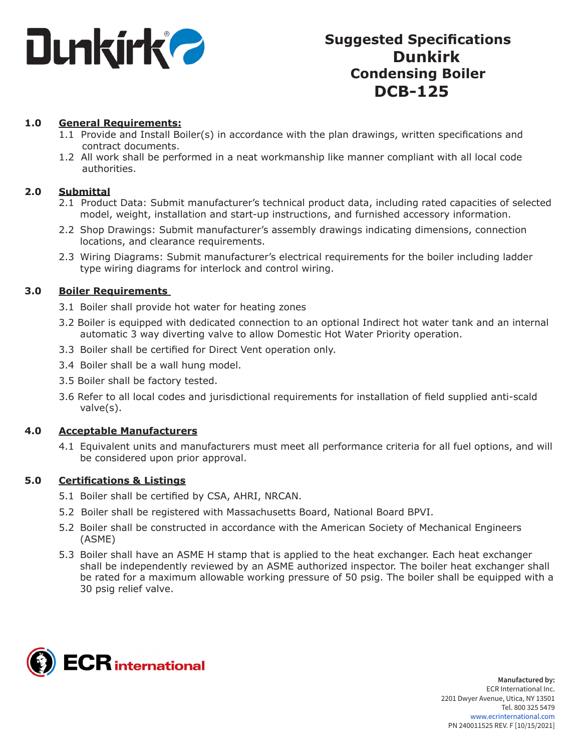Dunkirk

# Suggested Specifications
# Dunkirk
# Condensing Boiler
# DCB-125

**1.0 General Requirements:**

1.1 Provide and Install Boiler(s) in accordance with the plan drawings, written specifications and contract documents.

1.2 All work shall be performed in a neat workmanship like manner compliant with all local code authorities.

**2.0 Submittal**

2.1 Product Data: Submit manufacturer's technical product data, including rated capacities of selected model, weight, installation and start-up instructions, and furnished accessory information.

2.2 Shop Drawings: Submit manufacturer's assembly drawings indicating dimensions, connection locations, and clearance requirements.

2.3 Wiring Diagrams: Submit manufacturer's electrical requirements for the boiler including ladder type wiring diagrams for interlock and control wiring.

**3.0 Boiler Requirements**

3.1 Boiler shall provide hot water for heating zones

3.2 Boiler is equipped with dedicated connection to an optional Indirect hot water tank and an internal automatic 3 way diverting valve to allow Domestic Hot Water Priority operation.

3.3 Boiler shall be certified for Direct Vent operation only.

3.4 Boiler shall be a wall hung model.

3.5 Boiler shall be factory tested.

3.6 Refer to all local codes and jurisdictional requirements for installation of field supplied anti-scald valve(s).

**4.0 Acceptable Manufacturers**

4.1 Equivalent units and manufacturers must meet all performance criteria for all fuel options, and will be considered upon prior approval.

**5.0 Certifications & Listings**

5.1 Boiler shall be certified by CSA, AHRI, NRCAN.

5.2 Boiler shall be registered with Massachusetts Board, National Board BPVI.

5.2 Boiler shall be constructed in accordance with the American Society of Mechanical Engineers (ASME)

5.3 Boiler shall have an ASME H stamp that is applied to the heat exchanger. Each heat exchanger shall be independently reviewed by an ASME authorized inspector. The boiler heat exchanger shall be rated for a maximum allowable working pressure of 50 psig. The boiler shall be equipped with a 30 psig relief valve.

ECR international

**Manufactured by:**
ECR International Inc.
2201 Dwyer Avenue, Utica, NY 13501
Tel. 800 325 5479
www.ecrinternational.com
PN 240011525 REV. F [10/15/2021]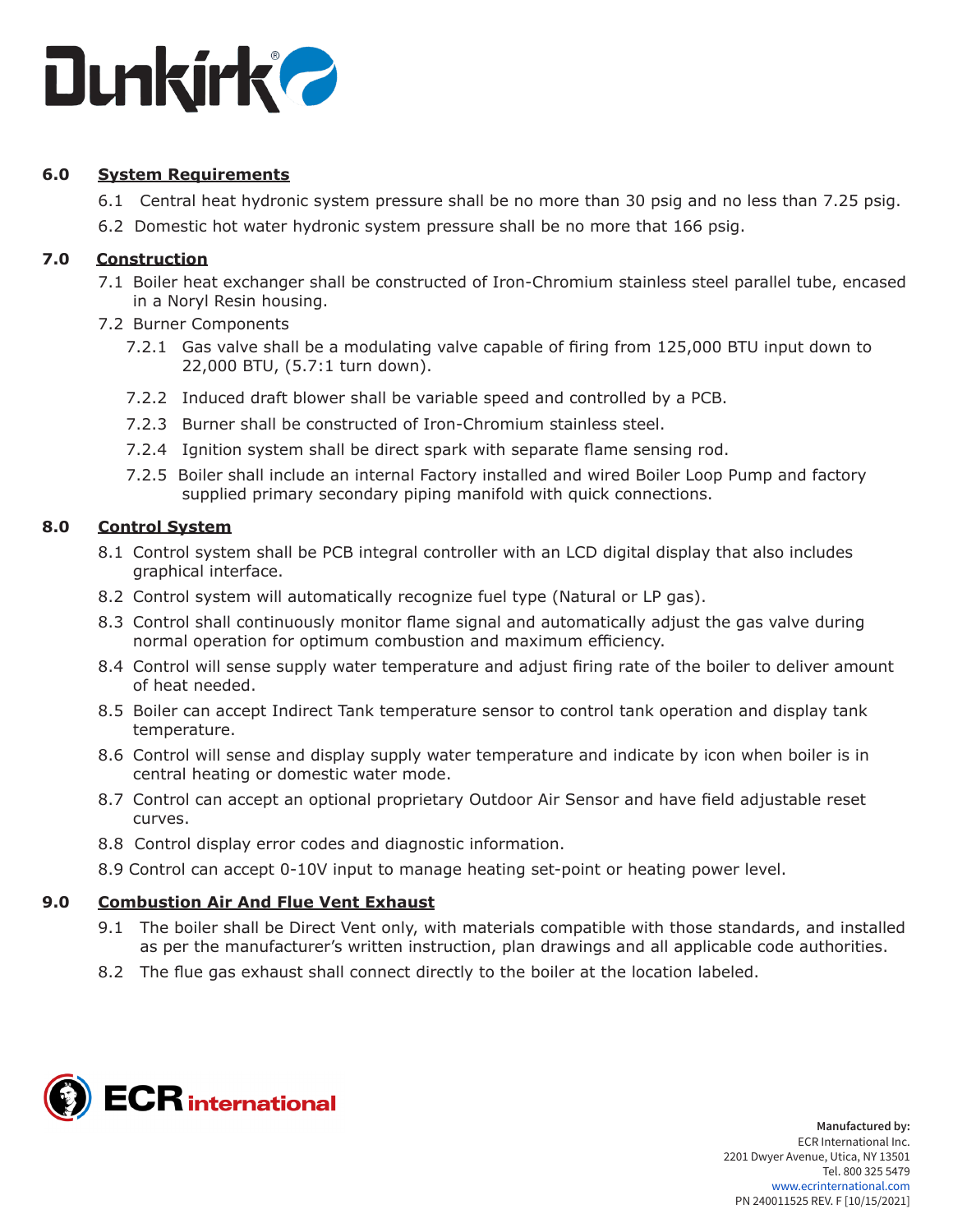## 6.0 System Requirements

6.1 Central heat hydronic system pressure shall be no more than 30 psig and no less than 7.25 psig.

6.2 Domestic hot water hydronic system pressure shall be no more that 166 psig.

## 7.0 Construction

7.1 Boiler heat exchanger shall be constructed of Iron-Chromium stainless steel parallel tube, encased in a Noryl Resin housing.

7.2 Burner Components

7.2.1 Gas valve shall be a modulating valve capable of firing from 125,000 BTU input down to 22,000 BTU, (5.7:1 turn down).

7.2.2 Induced draft blower shall be variable speed and controlled by a PCB.

7.2.3 Burner shall be constructed of Iron-Chromium stainless steel.

7.2.4 Ignition system shall be direct spark with separate flame sensing rod.

7.2.5 Boiler shall include an internal Factory installed and wired Boiler Loop Pump and factory supplied primary secondary piping manifold with quick connections.

## 8.0 Control System

8.1 Control system shall be PCB integral controller with an LCD digital display that also includes graphical interface.

8.2 Control system will automatically recognize fuel type (Natural or LP gas).

8.3 Control shall continuously monitor flame signal and automatically adjust the gas valve during normal operation for optimum combustion and maximum efficiency.

8.4 Control will sense supply water temperature and adjust firing rate of the boiler to deliver amount of heat needed.

8.5 Boiler can accept Indirect Tank temperature sensor to control tank operation and display tank temperature.

8.6 Control will sense and display supply water temperature and indicate by icon when boiler is in central heating or domestic water mode.

8.7 Control can accept an optional proprietary Outdoor Air Sensor and have field adjustable reset curves.

8.8 Control display error codes and diagnostic information.

8.9 Control can accept 0-10V input to manage heating set-point or heating power level.

## 9.0 Combustion Air And Flue Vent Exhaust

9.1 The boiler shall be Direct Vent only, with materials compatible with those standards, and installed as per the manufacturer's written instruction, plan drawings and all applicable code authorities.

8.2 The flue gas exhaust shall connect directly to the boiler at the location labeled.

**Manufactured by:**
ECR International Inc.
2201 Dwyer Avenue, Utica, NY 13501
Tel. 800 325 5479
www.ecrinternational.com
PN 240011525 REV. F [10/15/2021]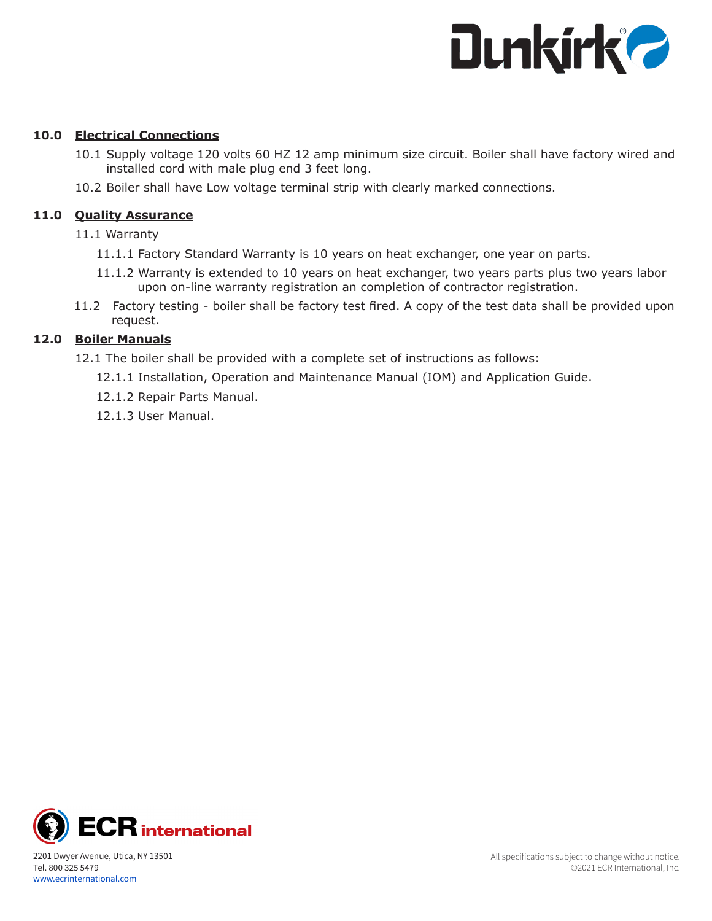## 10.0 Electrical Connections

10.1 Supply voltage 120 volts 60 HZ 12 amp minimum size circuit. Boiler shall have factory wired and installed cord with male plug end 3 feet long.

10.2 Boiler shall have Low voltage terminal strip with clearly marked connections.

## 11.0 Quality Assurance

11.1 Warranty

11.1.1 Factory Standard Warranty is 10 years on heat exchanger, one year on parts.

11.1.2 Warranty is extended to 10 years on heat exchanger, two years parts plus two years labor upon on-line warranty registration an completion of contractor registration.

11.2 Factory testing - boiler shall be factory test fired. A copy of the test data shall be provided upon request.

## 12.0 Boiler Manuals

12.1 The boiler shall be provided with a complete set of instructions as follows:

12.1.1 Installation, Operation and Maintenance Manual (IOM) and Application Guide.

12.1.2 Repair Parts Manual.

12.1.3 User Manual.

2201 Dwyer Avenue, Utica, NY 13501
Tel. 800 325 5479
www.ecrinternational.com

All specifications subject to change without notice.
©2021 ECR International, Inc.